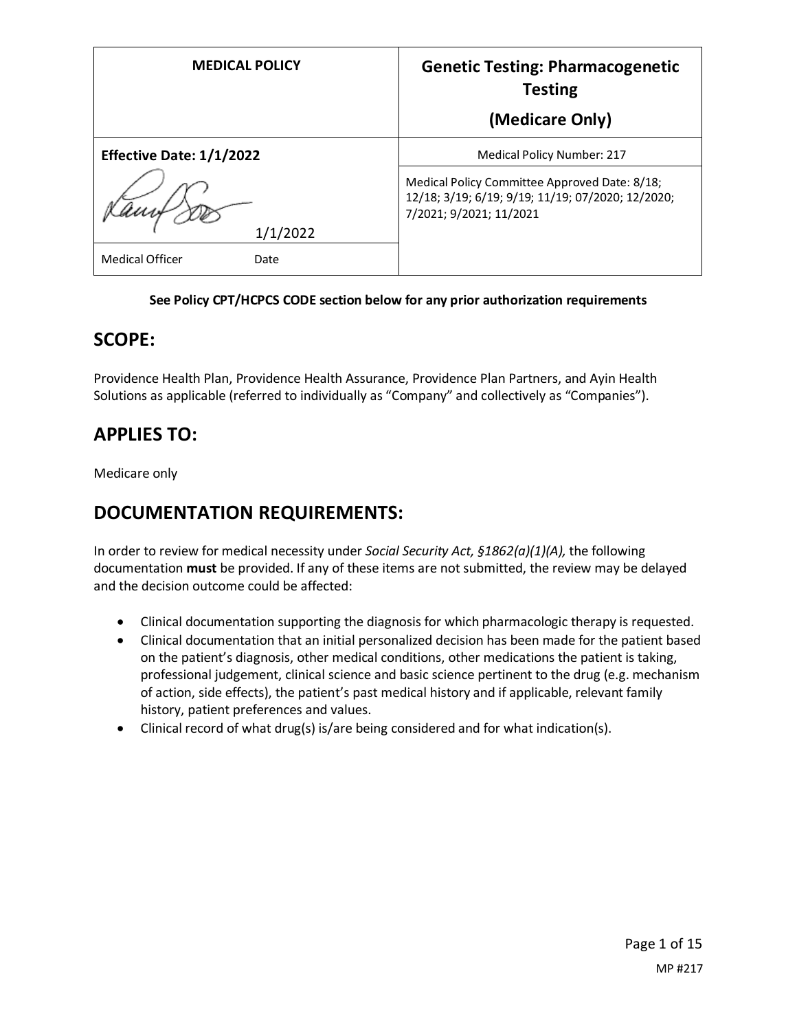| MEDICAL POLICY | Genetic Testing: Pharmacogenetic Testing (Medicare Only) |
|---|---|
| **Effective Date: 1/1/2022** | Medical Policy Number: 217 |
| 1/1/2022 | Medical Policy Committee Approved Date: 8/18; 12/18; 3/19; 6/19; 9/19; 11/19; 07/2020; 12/2020; 7/2021; 9/2021; 11/2021 |
| Medical Officer Date | |

**See Policy CPT/HCPCS CODE section below for any prior authorization requirements**

## SCOPE:

Providence Health Plan, Providence Health Assurance, Providence Plan Partners, and Ayin Health Solutions as applicable (referred to individually as "Company" and collectively as "Companies").

## APPLIES TO:

Medicare only

## DOCUMENTATION REQUIREMENTS:

In order to review for medical necessity under *Social Security Act, §1862(a)(1)(A),* the following documentation **must** be provided. If any of these items are not submitted, the review may be delayed and the decision outcome could be affected:

- Clinical documentation supporting the diagnosis for which pharmacologic therapy is requested.
- Clinical documentation that an initial personalized decision has been made for the patient based on the patient's diagnosis, other medical conditions, other medications the patient is taking, professional judgement, clinical science and basic science pertinent to the drug (e.g. mechanism of action, side effects), the patient's past medical history and if applicable, relevant family history, patient preferences and values.
- Clinical record of what drug(s) is/are being considered and for what indication(s).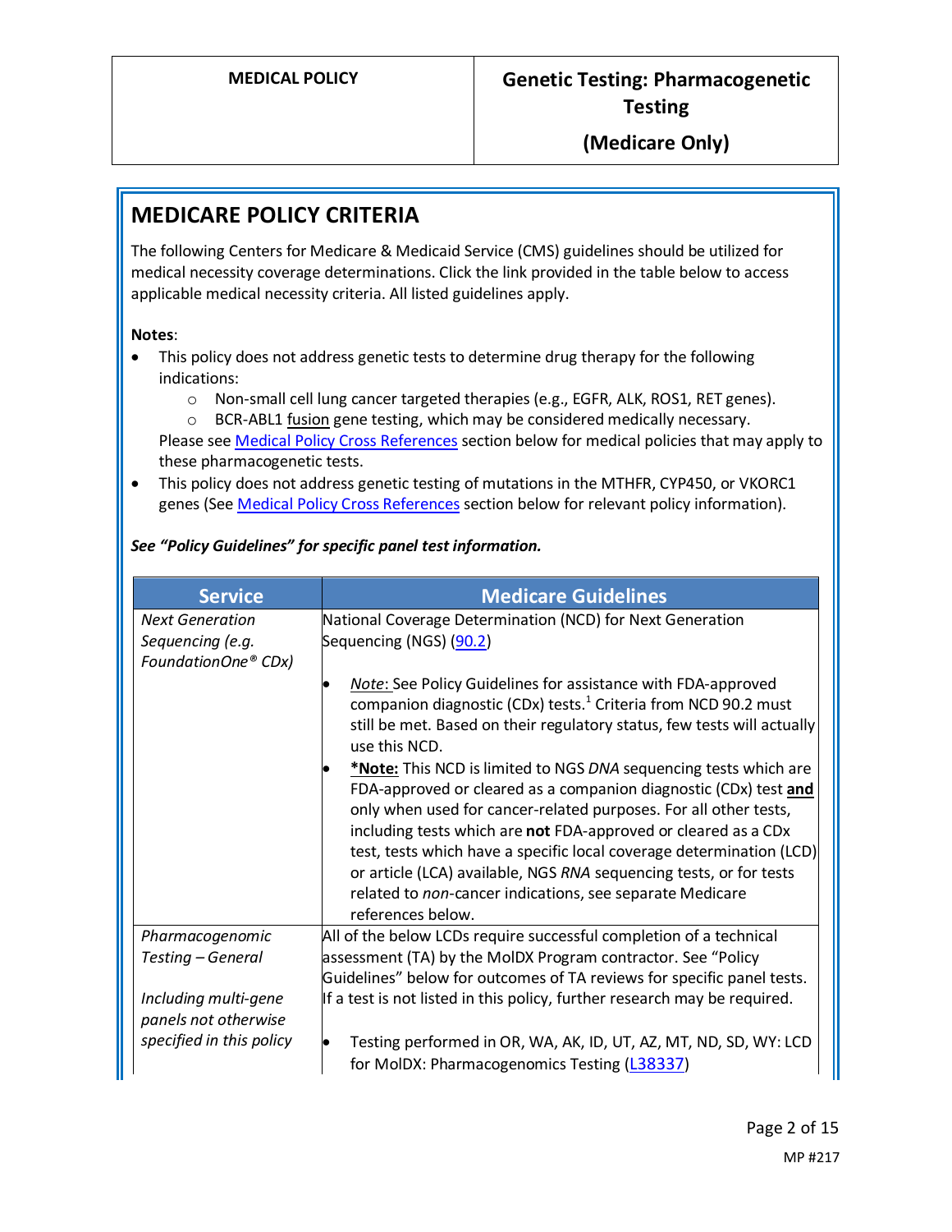## MEDICARE POLICY CRITERIA

The following Centers for Medicare & Medicaid Service (CMS) guidelines should be utilized for medical necessity coverage determinations. Click the link provided in the table below to access applicable medical necessity criteria. All listed guidelines apply.

**Notes**:

- This policy does not address genetic tests to determine drug therapy for the following indications:
  - Non-small cell lung cancer targeted therapies (e.g., EGFR, ALK, ROS1, RET genes).
  - BCR-ABL1 fusion gene testing, which may be considered medically necessary.

  Please see Medical Policy Cross References section below for medical policies that may apply to these pharmacogenetic tests.
- This policy does not address genetic testing of mutations in the MTHFR, CYP450, or VKORC1 genes (See Medical Policy Cross References section below for relevant policy information).

***See "Policy Guidelines" for specific panel test information.***

| Service | Medicare Guidelines |
|---|---|
| *Next Generation Sequencing (e.g. FoundationOne® CDx)* | National Coverage Determination (NCD) for Next Generation Sequencing (NGS) (90.2)<br><br>• *Note*: See Policy Guidelines for assistance with FDA-approved companion diagnostic (CDx) tests.[1] Criteria from NCD 90.2 must still be met. Based on their regulatory status, few tests will actually use this NCD.<br>• ***Note:** This NCD is limited to NGS *DNA* sequencing tests which are FDA-approved or cleared as a companion diagnostic (CDx) test **and** only when used for cancer-related purposes. For all other tests, including tests which are **not** FDA-approved or cleared as a CDx test, tests which have a specific local coverage determination (LCD) or article (LCA) available, NGS *RNA* sequencing tests, or for tests related to *non*-cancer indications, see separate Medicare references below. |
| *Pharmacogenomic Testing – General*<br><br>*Including multi-gene panels not otherwise specified in this policy* | All of the below LCDs require successful completion of a technical assessment (TA) by the MolDX Program contractor. See "Policy Guidelines" below for outcomes of TA reviews for specific panel tests. If a test is not listed in this policy, further research may be required.<br><br>• Testing performed in OR, WA, AK, ID, UT, AZ, MT, ND, SD, WY: LCD for MolDX: Pharmacogenomics Testing (L38337) |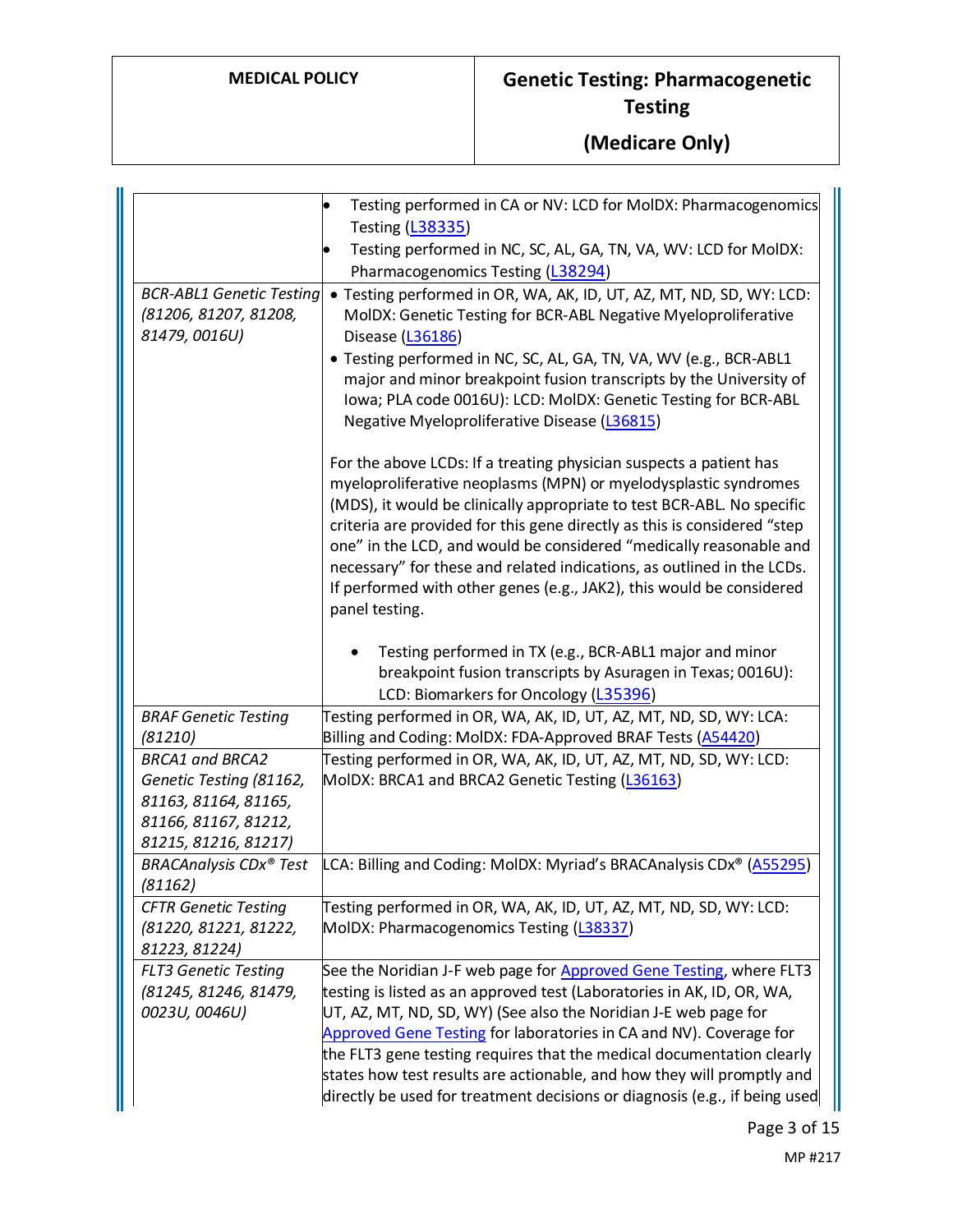| | |
|---|---|
| | • Testing performed in CA or NV: LCD for MolDX: Pharmacogenomics Testing (L38335)<br>• Testing performed in NC, SC, AL, GA, TN, VA, WV: LCD for MolDX: Pharmacogenomics Testing (L38294) |
| *BCR-ABL1 Genetic Testing (81206, 81207, 81208, 81479, 0016U)* | • Testing performed in OR, WA, AK, ID, UT, AZ, MT, ND, SD, WY: LCD: MolDX: Genetic Testing for BCR-ABL Negative Myeloproliferative Disease (L36186)<br>• Testing performed in NC, SC, AL, GA, TN, VA, WV (e.g., BCR-ABL1 major and minor breakpoint fusion transcripts by the University of Iowa; PLA code 0016U): LCD: MolDX: Genetic Testing for BCR-ABL Negative Myeloproliferative Disease (L36815)<br><br>For the above LCDs: If a treating physician suspects a patient has myeloproliferative neoplasms (MPN) or myelodysplastic syndromes (MDS), it would be clinically appropriate to test BCR-ABL. No specific criteria are provided for this gene directly as this is considered "step one" in the LCD, and would be considered "medically reasonable and necessary" for these and related indications, as outlined in the LCDs. If performed with other genes (e.g., JAK2), this would be considered panel testing.<br><br>• Testing performed in TX (e.g., BCR-ABL1 major and minor breakpoint fusion transcripts by Asuragen in Texas; 0016U): LCD: Biomarkers for Oncology (L35396) |
| *BRAF Genetic Testing (81210)* | Testing performed in OR, WA, AK, ID, UT, AZ, MT, ND, SD, WY: LCA: Billing and Coding: MolDX: FDA-Approved BRAF Tests (A54420) |
| *BRCA1 and BRCA2 Genetic Testing (81162, 81163, 81164, 81165, 81166, 81167, 81212, 81215, 81216, 81217)* | Testing performed in OR, WA, AK, ID, UT, AZ, MT, ND, SD, WY: LCD: MolDX: BRCA1 and BRCA2 Genetic Testing (L36163) |
| *BRACAnalysis CDx® Test (81162)* | LCA: Billing and Coding: MolDX: Myriad's BRACAnalysis CDx® (A55295) |
| *CFTR Genetic Testing (81220, 81221, 81222, 81223, 81224)* | Testing performed in OR, WA, AK, ID, UT, AZ, MT, ND, SD, WY: LCD: MolDX: Pharmacogenomics Testing (L38337) |
| *FLT3 Genetic Testing (81245, 81246, 81479, 0023U, 0046U)* | See the Noridian J-F web page for Approved Gene Testing, where FLT3 testing is listed as an approved test (Laboratories in AK, ID, OR, WA, UT, AZ, MT, ND, SD, WY) (See also the Noridian J-E web page for Approved Gene Testing for laboratories in CA and NV). Coverage for the FLT3 gene testing requires that the medical documentation clearly states how test results are actionable, and how they will promptly and directly be used for treatment decisions or diagnosis (e.g., if being used |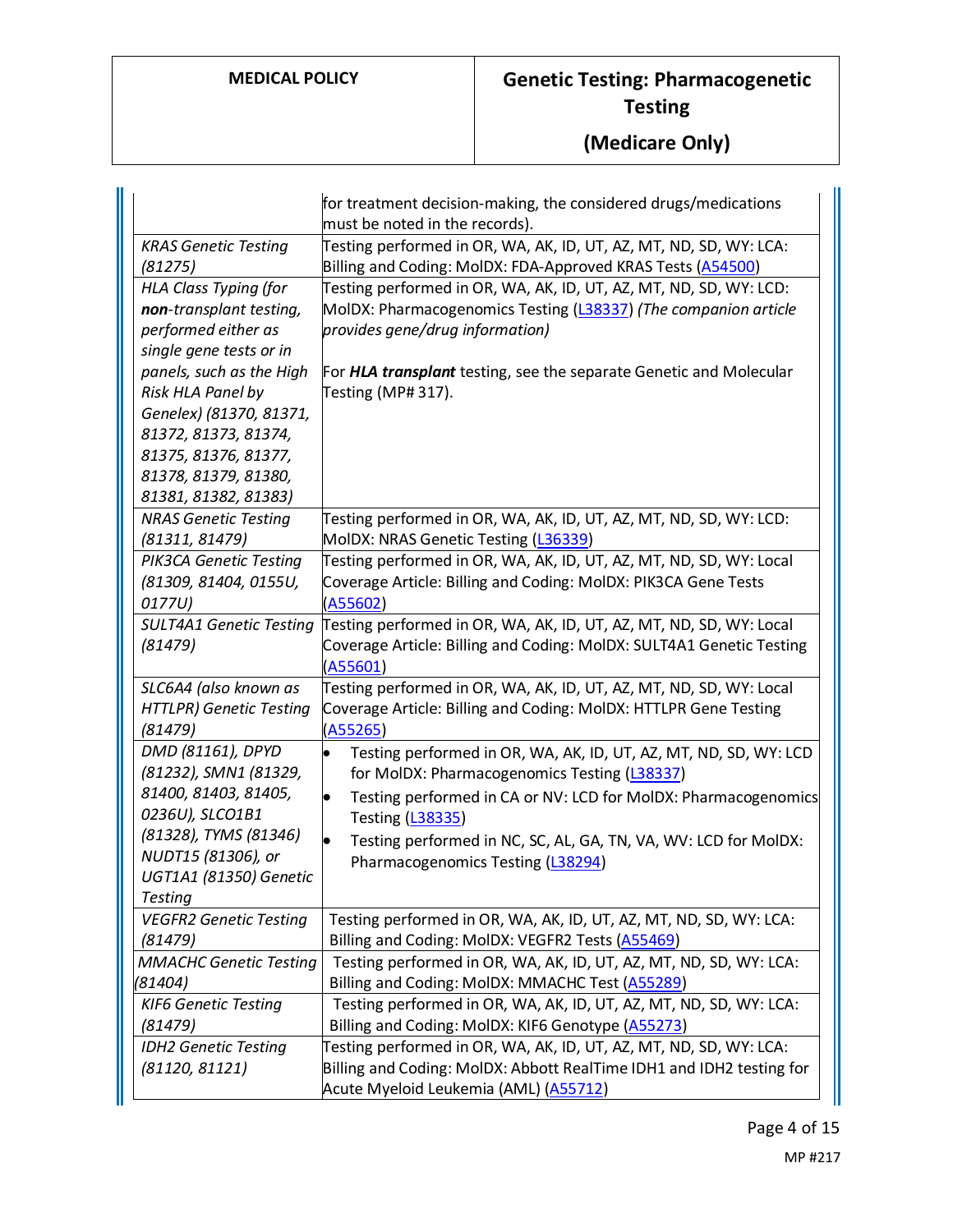| | |
|---|---|
| | for treatment decision-making, the considered drugs/medications must be noted in the records). |
| *KRAS Genetic Testing (81275)* | Testing performed in OR, WA, AK, ID, UT, AZ, MT, ND, SD, WY: LCA: Billing and Coding: MolDX: FDA-Approved KRAS Tests (A54500) |
| *HLA Class Typing (for **non**-transplant testing, performed either as single gene tests or in panels, such as the High Risk HLA Panel by Genelex) (81370, 81371, 81372, 81373, 81374, 81375, 81376, 81377, 81378, 81379, 81380, 81381, 81382, 81383)* | Testing performed in OR, WA, AK, ID, UT, AZ, MT, ND, SD, WY: LCD: MolDX: Pharmacogenomics Testing (L38337) *(The companion article provides gene/drug information)*<br><br>For ***HLA transplant*** testing, see the separate Genetic and Molecular Testing (MP# 317). |
| *NRAS Genetic Testing (81311, 81479)* | Testing performed in OR, WA, AK, ID, UT, AZ, MT, ND, SD, WY: LCD: MolDX: NRAS Genetic Testing (L36339) |
| *PIK3CA Genetic Testing (81309, 81404, 0155U, 0177U)* | Testing performed in OR, WA, AK, ID, UT, AZ, MT, ND, SD, WY: Local Coverage Article: Billing and Coding: MolDX: PIK3CA Gene Tests (A55602) |
| *SULT4A1 Genetic Testing (81479)* | Testing performed in OR, WA, AK, ID, UT, AZ, MT, ND, SD, WY: Local Coverage Article: Billing and Coding: MolDX: SULT4A1 Genetic Testing (A55601) |
| *SLC6A4 (also known as HTTLPR) Genetic Testing (81479)* | Testing performed in OR, WA, AK, ID, UT, AZ, MT, ND, SD, WY: Local Coverage Article: Billing and Coding: MolDX: HTTLPR Gene Testing (A55265) |
| *DMD (81161), DPYD (81232), SMN1 (81329, 81400, 81403, 81405, 0236U), SLCO1B1 (81328), TYMS (81346) NUDT15 (81306), or UGT1A1 (81350) Genetic Testing* | • Testing performed in OR, WA, AK, ID, UT, AZ, MT, ND, SD, WY: LCD for MolDX: Pharmacogenomics Testing (L38337)<br>• Testing performed in CA or NV: LCD for MolDX: Pharmacogenomics Testing (L38335)<br>• Testing performed in NC, SC, AL, GA, TN, VA, WV: LCD for MolDX: Pharmacogenomics Testing (L38294) |
| *VEGFR2 Genetic Testing (81479)* | Testing performed in OR, WA, AK, ID, UT, AZ, MT, ND, SD, WY: LCA: Billing and Coding: MolDX: VEGFR2 Tests (A55469) |
| *MMACHC Genetic Testing (81404)* | Testing performed in OR, WA, AK, ID, UT, AZ, MT, ND, SD, WY: LCA: Billing and Coding: MolDX: MMACHC Test (A55289) |
| *KIF6 Genetic Testing (81479)* | Testing performed in OR, WA, AK, ID, UT, AZ, MT, ND, SD, WY: LCA: Billing and Coding: MolDX: KIF6 Genotype (A55273) |
| *IDH2 Genetic Testing (81120, 81121)* | Testing performed in OR, WA, AK, ID, UT, AZ, MT, ND, SD, WY: LCA: Billing and Coding: MolDX: Abbott RealTime IDH1 and IDH2 testing for Acute Myeloid Leukemia (AML) (A55712) |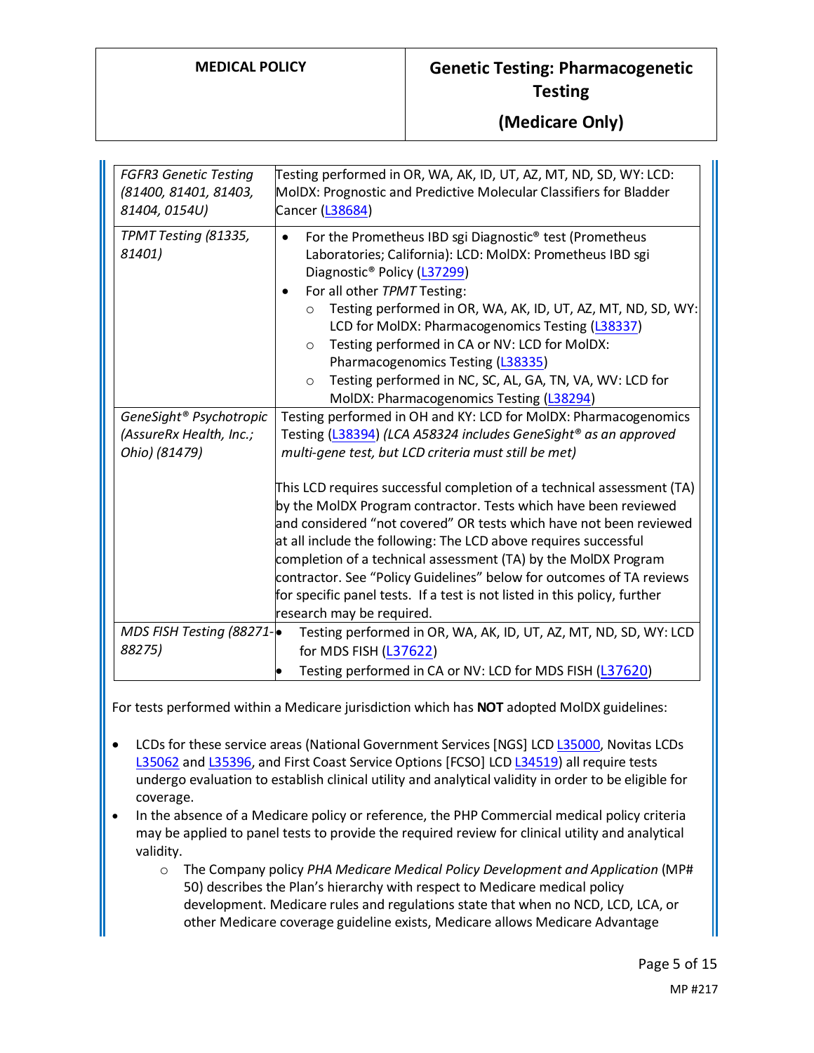| | |
|---|---|
| *FGFR3 Genetic Testing (81400, 81401, 81403, 81404, 0154U)* | Testing performed in OR, WA, AK, ID, UT, AZ, MT, ND, SD, WY: LCD: MolDX: Prognostic and Predictive Molecular Classifiers for Bladder Cancer (L38684) |
| *TPMT Testing (81335, 81401)* | • For the Prometheus IBD sgi Diagnostic® test (Prometheus Laboratories; California): LCD: MolDX: Prometheus IBD sgi Diagnostic® Policy (L37299)<br>• For all other *TPMT* Testing:<br>&nbsp;&nbsp;○ Testing performed in OR, WA, AK, ID, UT, AZ, MT, ND, SD, WY: LCD for MolDX: Pharmacogenomics Testing (L38337)<br>&nbsp;&nbsp;○ Testing performed in CA or NV: LCD for MolDX: Pharmacogenomics Testing (L38335)<br>&nbsp;&nbsp;○ Testing performed in NC, SC, AL, GA, TN, VA, WV: LCD for MolDX: Pharmacogenomics Testing (L38294) |
| *GeneSight® Psychotropic (AssureRx Health, Inc.; Ohio) (81479)* | Testing performed in OH and KY: LCD for MolDX: Pharmacogenomics Testing (L38394) *(LCA A58324 includes GeneSight® as an approved multi-gene test, but LCD criteria must still be met)*<br><br>This LCD requires successful completion of a technical assessment (TA) by the MolDX Program contractor. Tests which have been reviewed and considered "not covered" OR tests which have not been reviewed at all include the following: The LCD above requires successful completion of a technical assessment (TA) by the MolDX Program contractor. See "Policy Guidelines" below for outcomes of TA reviews for specific panel tests. If a test is not listed in this policy, further research may be required. |
| *MDS FISH Testing (88271-88275)* | • Testing performed in OR, WA, AK, ID, UT, AZ, MT, ND, SD, WY: LCD for MDS FISH (L37622)<br>• Testing performed in CA or NV: LCD for MDS FISH (L37620) |

For tests performed within a Medicare jurisdiction which has **NOT** adopted MolDX guidelines:

- LCDs for these service areas (National Government Services [NGS] LCD L35000, Novitas LCDs L35062 and L35396, and First Coast Service Options [FCSO] LCD L34519) all require tests undergo evaluation to establish clinical utility and analytical validity in order to be eligible for coverage.
- In the absence of a Medicare policy or reference, the PHP Commercial medical policy criteria may be applied to panel tests to provide the required review for clinical utility and analytical validity.
    - The Company policy *PHA Medicare Medical Policy Development and Application* (MP# 50) describes the Plan's hierarchy with respect to Medicare medical policy development. Medicare rules and regulations state that when no NCD, LCD, LCA, or other Medicare coverage guideline exists, Medicare allows Medicare Advantage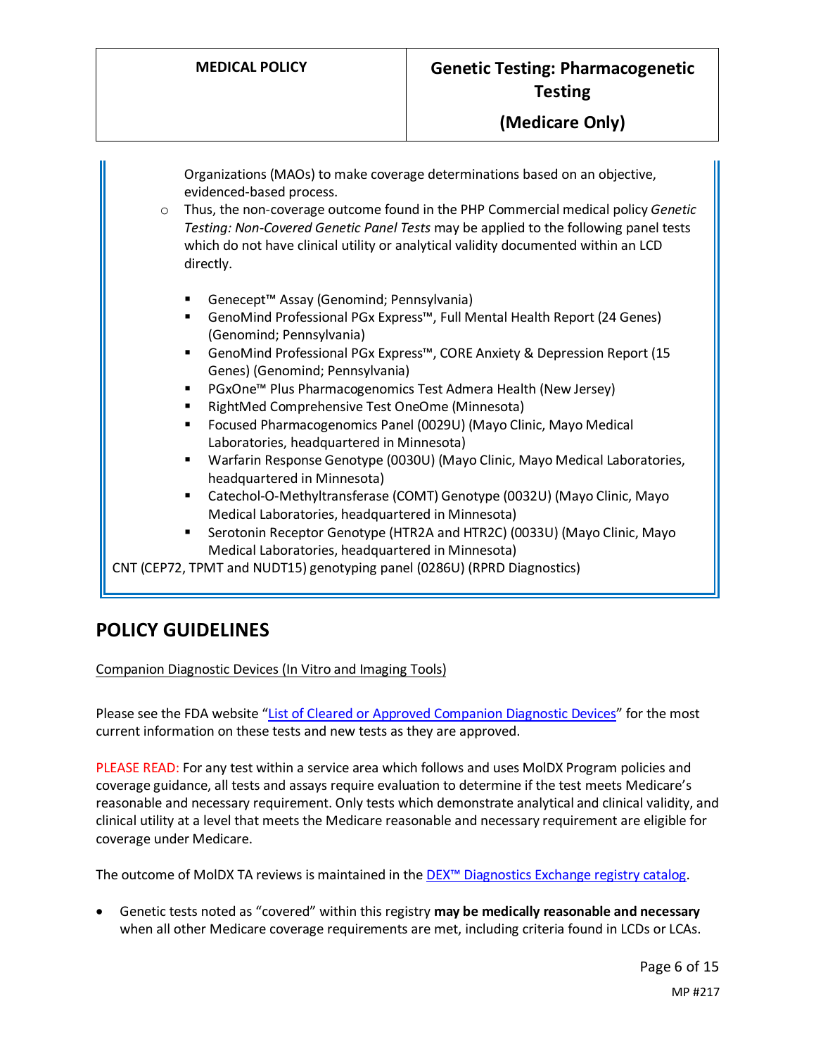Organizations (MAOs) to make coverage determinations based on an objective, evidenced-based process.

- Thus, the non-coverage outcome found in the PHP Commercial medical policy *Genetic Testing: Non-Covered Genetic Panel Tests* may be applied to the following panel tests which do not have clinical utility or analytical validity documented within an LCD directly.
  - Genecept™ Assay (Genomind; Pennsylvania)
  - GenoMind Professional PGx Express™, Full Mental Health Report (24 Genes) (Genomind; Pennsylvania)
  - GenoMind Professional PGx Express™, CORE Anxiety & Depression Report (15 Genes) (Genomind; Pennsylvania)
  - PGxOne™ Plus Pharmacogenomics Test Admera Health (New Jersey)
  - RightMed Comprehensive Test OneOme (Minnesota)
  - Focused Pharmacogenomics Panel (0029U) (Mayo Clinic, Mayo Medical Laboratories, headquartered in Minnesota)
  - Warfarin Response Genotype (0030U) (Mayo Clinic, Mayo Medical Laboratories, headquartered in Minnesota)
  - Catechol-O-Methyltransferase (COMT) Genotype (0032U) (Mayo Clinic, Mayo Medical Laboratories, headquartered in Minnesota)
  - Serotonin Receptor Genotype (HTR2A and HTR2C) (0033U) (Mayo Clinic, Mayo Medical Laboratories, headquartered in Minnesota)

CNT (CEP72, TPMT and NUDT15) genotyping panel (0286U) (RPRD Diagnostics)

## POLICY GUIDELINES

Companion Diagnostic Devices (In Vitro and Imaging Tools)

Please see the FDA website "List of Cleared or Approved Companion Diagnostic Devices" for the most current information on these tests and new tests as they are approved.

PLEASE READ: For any test within a service area which follows and uses MolDX Program policies and coverage guidance, all tests and assays require evaluation to determine if the test meets Medicare's reasonable and necessary requirement. Only tests which demonstrate analytical and clinical validity, and clinical utility at a level that meets the Medicare reasonable and necessary requirement are eligible for coverage under Medicare.

The outcome of MolDX TA reviews is maintained in the DEX™ Diagnostics Exchange registry catalog.

- Genetic tests noted as "covered" within this registry **may be medically reasonable and necessary** when all other Medicare coverage requirements are met, including criteria found in LCDs or LCAs.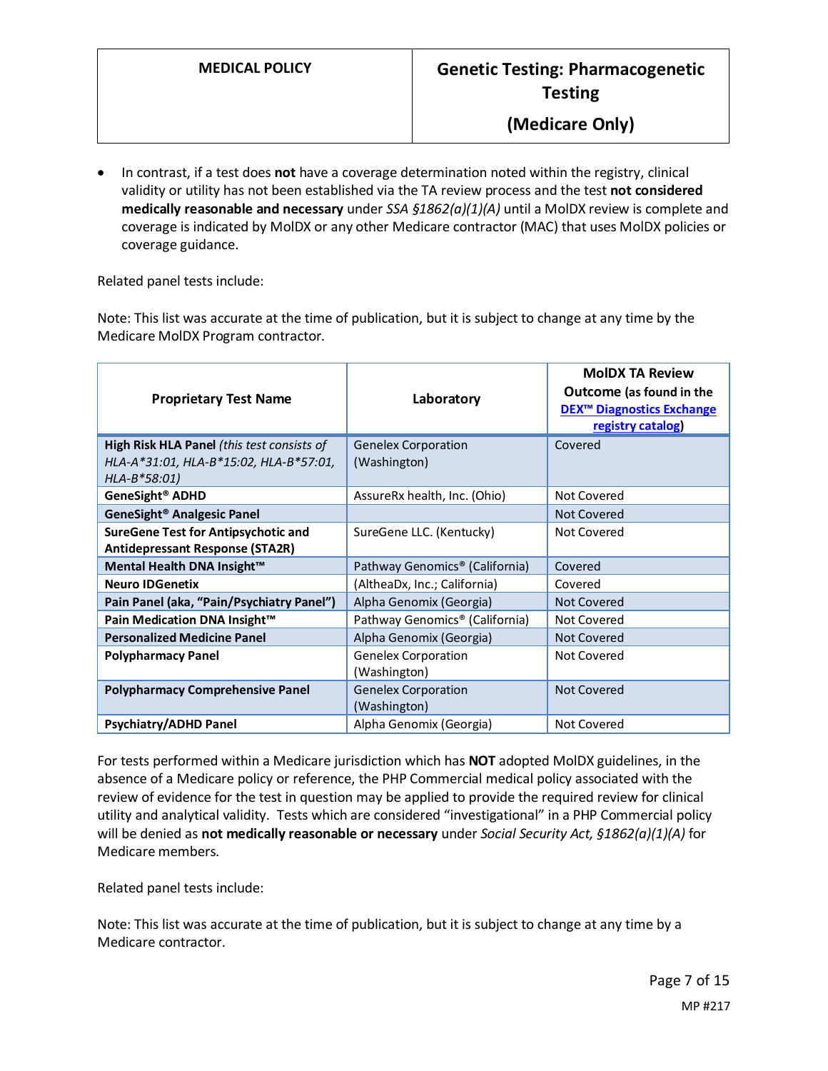- In contrast, if a test does **not** have a coverage determination noted within the registry, clinical validity or utility has not been established via the TA review process and the test **not considered medically reasonable and necessary** under *SSA §1862(a)(1)(A)* until a MolDX review is complete and coverage is indicated by MolDX or any other Medicare contractor (MAC) that uses MolDX policies or coverage guidance.

Related panel tests include:

Note: This list was accurate at the time of publication, but it is subject to change at any time by the Medicare MolDX Program contractor.

| Proprietary Test Name | Laboratory | MolDX TA Review Outcome (as found in the DEX™ Diagnostics Exchange registry catalog) |
|---|---|---|
| **High Risk HLA Panel** *(this test consists of HLA-A*31:01, HLA-B*15:02, HLA-B*57:01, HLA-B*58:01)* | Genelex Corporation (Washington) | Covered |
| **GeneSight® ADHD** | AssureRx health, Inc. (Ohio) | Not Covered |
| **GeneSight® Analgesic Panel** | | Not Covered |
| **SureGene Test for Antipsychotic and Antidepressant Response (STA2R)** | SureGene LLC. (Kentucky) | Not Covered |
| **Mental Health DNA Insight™** | Pathway Genomics® (California) | Covered |
| **Neuro IDGenetix** | (AltheaDx, Inc.; California) | Covered |
| **Pain Panel (aka, "Pain/Psychiatry Panel")** | Alpha Genomix (Georgia) | Not Covered |
| **Pain Medication DNA Insight™** | Pathway Genomics® (California) | Not Covered |
| **Personalized Medicine Panel** | Alpha Genomix (Georgia) | Not Covered |
| **Polypharmacy Panel** | Genelex Corporation (Washington) | Not Covered |
| **Polypharmacy Comprehensive Panel** | Genelex Corporation (Washington) | Not Covered |
| **Psychiatry/ADHD Panel** | Alpha Genomix (Georgia) | Not Covered |

For tests performed within a Medicare jurisdiction which has **NOT** adopted MolDX guidelines, in the absence of a Medicare policy or reference, the PHP Commercial medical policy associated with the review of evidence for the test in question may be applied to provide the required review for clinical utility and analytical validity. Tests which are considered "investigational" in a PHP Commercial policy will be denied as **not medically reasonable or necessary** under *Social Security Act, §1862(a)(1)(A)* for Medicare members.

Related panel tests include:

Note: This list was accurate at the time of publication, but it is subject to change at any time by a Medicare contractor.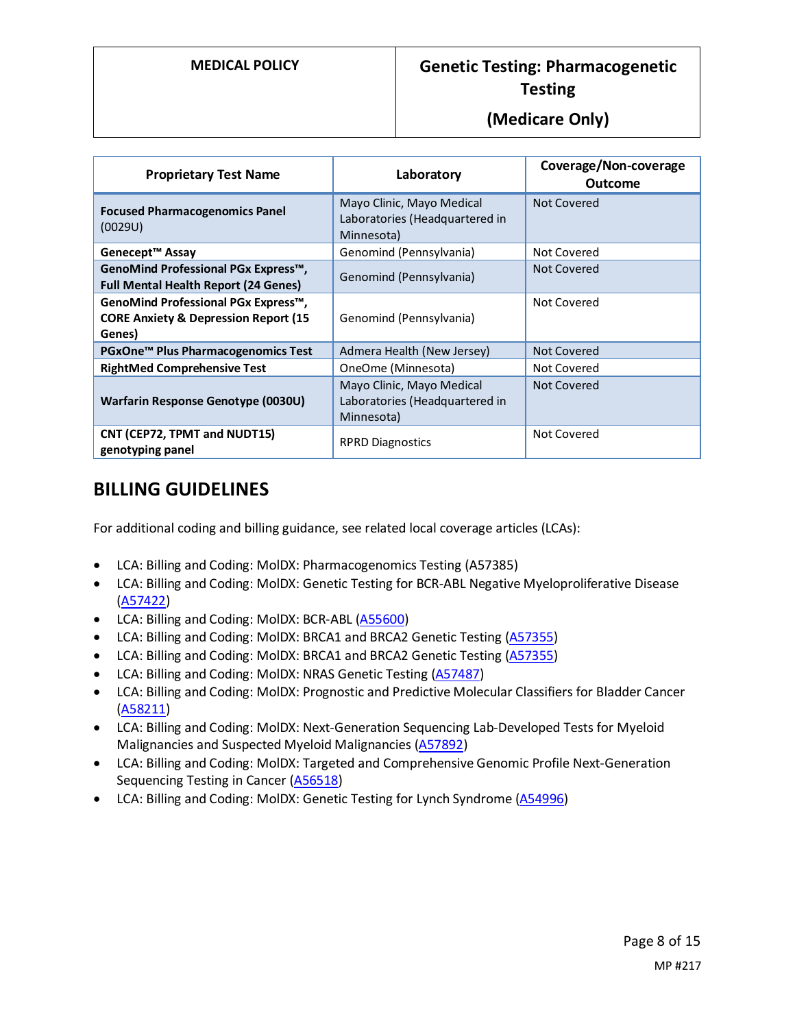| Proprietary Test Name | Laboratory | Coverage/Non-coverage Outcome |
|---|---|---|
| **Focused Pharmacogenomics Panel** (0029U) | Mayo Clinic, Mayo Medical Laboratories (Headquartered in Minnesota) | Not Covered |
| **Genecept™ Assay** | Genomind (Pennsylvania) | Not Covered |
| **GenoMind Professional PGx Express™, Full Mental Health Report (24 Genes)** | Genomind (Pennsylvania) | Not Covered |
| **GenoMind Professional PGx Express™, CORE Anxiety & Depression Report (15 Genes)** | Genomind (Pennsylvania) | Not Covered |
| **PGxOne™ Plus Pharmacogenomics Test** | Admera Health (New Jersey) | Not Covered |
| **RightMed Comprehensive Test** | OneOme (Minnesota) | Not Covered |
| **Warfarin Response Genotype (0030U)** | Mayo Clinic, Mayo Medical Laboratories (Headquartered in Minnesota) | Not Covered |
| **CNT (CEP72, TPMT and NUDT15) genotyping panel** | RPRD Diagnostics | Not Covered |

## BILLING GUIDELINES

For additional coding and billing guidance, see related local coverage articles (LCAs):

- LCA: Billing and Coding: MolDX: Pharmacogenomics Testing (A57385)
- LCA: Billing and Coding: MolDX: Genetic Testing for BCR-ABL Negative Myeloproliferative Disease (A57422)
- LCA: Billing and Coding: MolDX: BCR-ABL (A55600)
- LCA: Billing and Coding: MolDX: BRCA1 and BRCA2 Genetic Testing (A57355)
- LCA: Billing and Coding: MolDX: BRCA1 and BRCA2 Genetic Testing (A57355)
- LCA: Billing and Coding: MolDX: NRAS Genetic Testing (A57487)
- LCA: Billing and Coding: MolDX: Prognostic and Predictive Molecular Classifiers for Bladder Cancer (A58211)
- LCA: Billing and Coding: MolDX: Next-Generation Sequencing Lab-Developed Tests for Myeloid Malignancies and Suspected Myeloid Malignancies (A57892)
- LCA: Billing and Coding: MolDX: Targeted and Comprehensive Genomic Profile Next-Generation Sequencing Testing in Cancer (A56518)
- LCA: Billing and Coding: MolDX: Genetic Testing for Lynch Syndrome (A54996)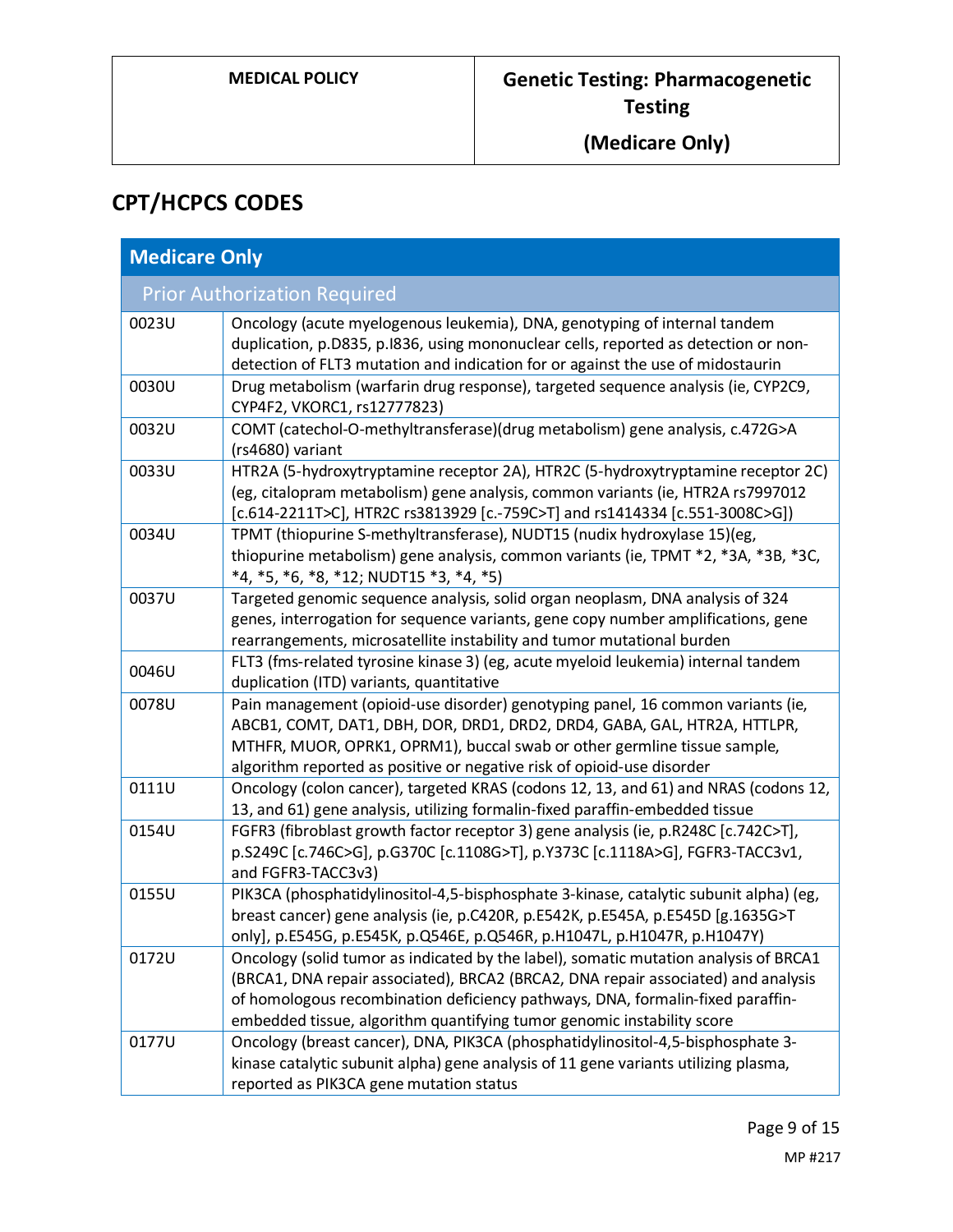## CPT/HCPCS CODES

| Medicare Only | |
|---|---|
| Prior Authorization Required | |
| 0023U | Oncology (acute myelogenous leukemia), DNA, genotyping of internal tandem duplication, p.D835, p.I836, using mononuclear cells, reported as detection or non-detection of FLT3 mutation and indication for or against the use of midostaurin |
| 0030U | Drug metabolism (warfarin drug response), targeted sequence analysis (ie, CYP2C9, CYP4F2, VKORC1, rs12777823) |
| 0032U | COMT (catechol-O-methyltransferase)(drug metabolism) gene analysis, c.472G>A (rs4680) variant |
| 0033U | HTR2A (5-hydroxytryptamine receptor 2A), HTR2C (5-hydroxytryptamine receptor 2C) (eg, citalopram metabolism) gene analysis, common variants (ie, HTR2A rs7997012 [c.614-2211T>C], HTR2C rs3813929 [c.-759C>T] and rs1414334 [c.551-3008C>G]) |
| 0034U | TPMT (thiopurine S-methyltransferase), NUDT15 (nudix hydroxylase 15)(eg, thiopurine metabolism) gene analysis, common variants (ie, TPMT *2, *3A, *3B, *3C, *4, *5, *6, *8, *12; NUDT15 *3, *4, *5) |
| 0037U | Targeted genomic sequence analysis, solid organ neoplasm, DNA analysis of 324 genes, interrogation for sequence variants, gene copy number amplifications, gene rearrangements, microsatellite instability and tumor mutational burden |
| 0046U | FLT3 (fms-related tyrosine kinase 3) (eg, acute myeloid leukemia) internal tandem duplication (ITD) variants, quantitative |
| 0078U | Pain management (opioid-use disorder) genotyping panel, 16 common variants (ie, ABCB1, COMT, DAT1, DBH, DOR, DRD1, DRD2, DRD4, GABA, GAL, HTR2A, HTTLPR, MTHFR, MUOR, OPRK1, OPRM1), buccal swab or other germline tissue sample, algorithm reported as positive or negative risk of opioid-use disorder |
| 0111U | Oncology (colon cancer), targeted KRAS (codons 12, 13, and 61) and NRAS (codons 12, 13, and 61) gene analysis, utilizing formalin-fixed paraffin-embedded tissue |
| 0154U | FGFR3 (fibroblast growth factor receptor 3) gene analysis (ie, p.R248C [c.742C>T], p.S249C [c.746C>G], p.G370C [c.1108G>T], p.Y373C [c.1118A>G], FGFR3-TACC3v1, and FGFR3-TACC3v3) |
| 0155U | PIK3CA (phosphatidylinositol-4,5-bisphosphate 3-kinase, catalytic subunit alpha) (eg, breast cancer) gene analysis (ie, p.C420R, p.E542K, p.E545A, p.E545D [g.1635G>T only], p.E545G, p.E545K, p.Q546E, p.Q546R, p.H1047L, p.H1047R, p.H1047Y) |
| 0172U | Oncology (solid tumor as indicated by the label), somatic mutation analysis of BRCA1 (BRCA1, DNA repair associated), BRCA2 (BRCA2, DNA repair associated) and analysis of homologous recombination deficiency pathways, DNA, formalin-fixed paraffin-embedded tissue, algorithm quantifying tumor genomic instability score |
| 0177U | Oncology (breast cancer), DNA, PIK3CA (phosphatidylinositol-4,5-bisphosphate 3-kinase catalytic subunit alpha) gene analysis of 11 gene variants utilizing plasma, reported as PIK3CA gene mutation status |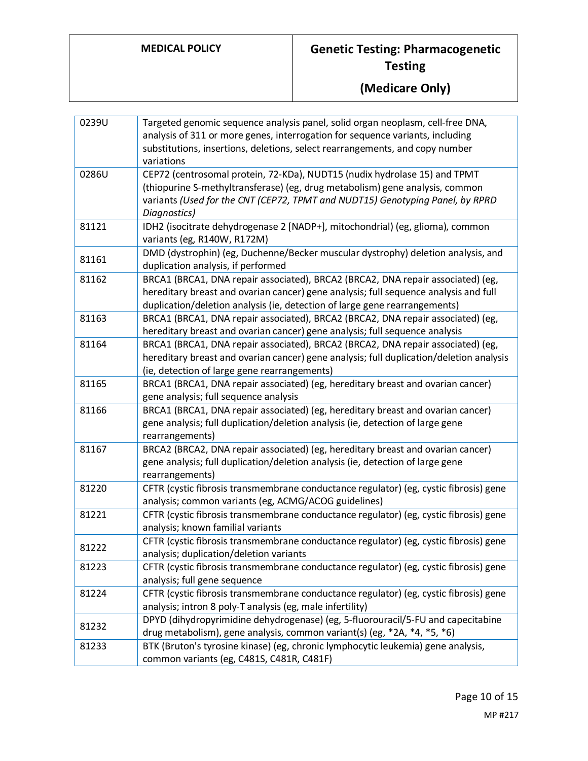| | |
|---|---|
| 0239U | Targeted genomic sequence analysis panel, solid organ neoplasm, cell-free DNA, analysis of 311 or more genes, interrogation for sequence variants, including substitutions, insertions, deletions, select rearrangements, and copy number variations |
| 0286U | CEP72 (centrosomal protein, 72-KDa), NUDT15 (nudix hydrolase 15) and TPMT (thiopurine S-methyltransferase) (eg, drug metabolism) gene analysis, common variants *(Used for the CNT (CEP72, TPMT and NUDT15) Genotyping Panel, by RPRD Diagnostics)* |
| 81121 | IDH2 (isocitrate dehydrogenase 2 [NADP+], mitochondrial) (eg, glioma), common variants (eg, R140W, R172M) |
| 81161 | DMD (dystrophin) (eg, Duchenne/Becker muscular dystrophy) deletion analysis, and duplication analysis, if performed |
| 81162 | BRCA1 (BRCA1, DNA repair associated), BRCA2 (BRCA2, DNA repair associated) (eg, hereditary breast and ovarian cancer) gene analysis; full sequence analysis and full duplication/deletion analysis (ie, detection of large gene rearrangements) |
| 81163 | BRCA1 (BRCA1, DNA repair associated), BRCA2 (BRCA2, DNA repair associated) (eg, hereditary breast and ovarian cancer) gene analysis; full sequence analysis |
| 81164 | BRCA1 (BRCA1, DNA repair associated), BRCA2 (BRCA2, DNA repair associated) (eg, hereditary breast and ovarian cancer) gene analysis; full duplication/deletion analysis (ie, detection of large gene rearrangements) |
| 81165 | BRCA1 (BRCA1, DNA repair associated) (eg, hereditary breast and ovarian cancer) gene analysis; full sequence analysis |
| 81166 | BRCA1 (BRCA1, DNA repair associated) (eg, hereditary breast and ovarian cancer) gene analysis; full duplication/deletion analysis (ie, detection of large gene rearrangements) |
| 81167 | BRCA2 (BRCA2, DNA repair associated) (eg, hereditary breast and ovarian cancer) gene analysis; full duplication/deletion analysis (ie, detection of large gene rearrangements) |
| 81220 | CFTR (cystic fibrosis transmembrane conductance regulator) (eg, cystic fibrosis) gene analysis; common variants (eg, ACMG/ACOG guidelines) |
| 81221 | CFTR (cystic fibrosis transmembrane conductance regulator) (eg, cystic fibrosis) gene analysis; known familial variants |
| 81222 | CFTR (cystic fibrosis transmembrane conductance regulator) (eg, cystic fibrosis) gene analysis; duplication/deletion variants |
| 81223 | CFTR (cystic fibrosis transmembrane conductance regulator) (eg, cystic fibrosis) gene analysis; full gene sequence |
| 81224 | CFTR (cystic fibrosis transmembrane conductance regulator) (eg, cystic fibrosis) gene analysis; intron 8 poly-T analysis (eg, male infertility) |
| 81232 | DPYD (dihydropyrimidine dehydrogenase) (eg, 5-fluorouracil/5-FU and capecitabine drug metabolism), gene analysis, common variant(s) (eg, *2A, *4, *5, *6) |
| 81233 | BTK (Bruton's tyrosine kinase) (eg, chronic lymphocytic leukemia) gene analysis, common variants (eg, C481S, C481R, C481F) |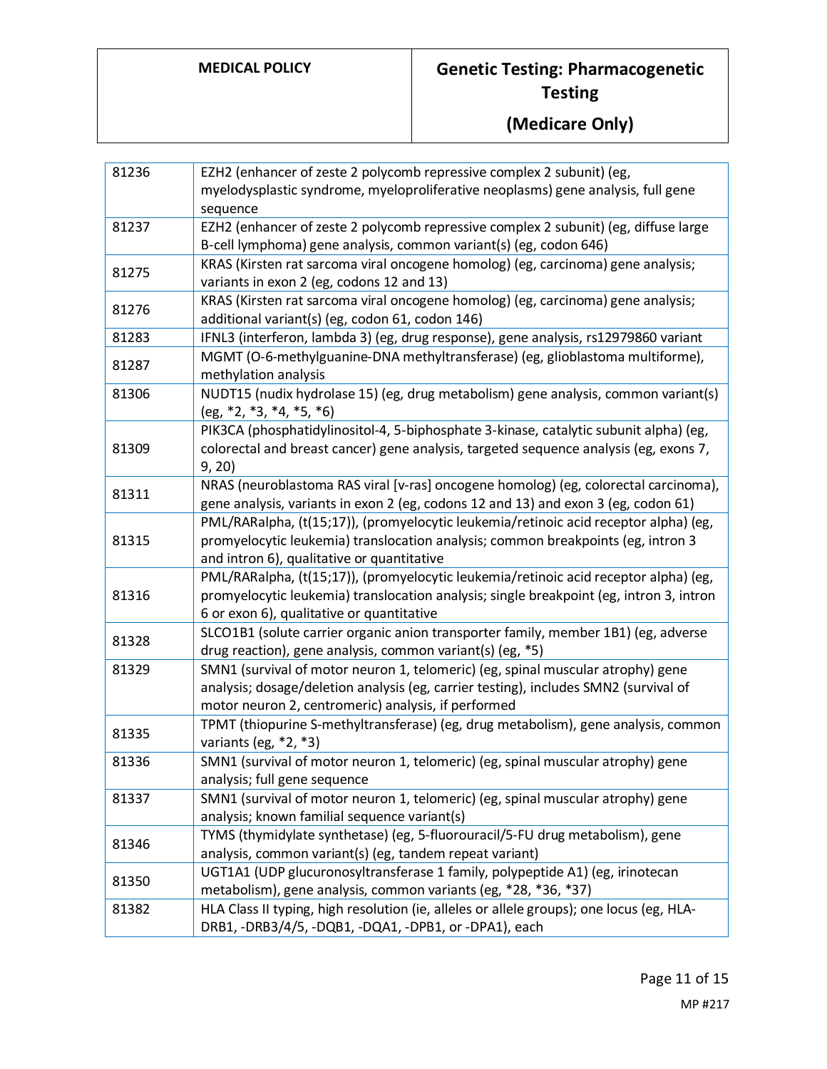| | |
|---|---|
| 81236 | EZH2 (enhancer of zeste 2 polycomb repressive complex 2 subunit) (eg, myelodysplastic syndrome, myeloproliferative neoplasms) gene analysis, full gene sequence |
| 81237 | EZH2 (enhancer of zeste 2 polycomb repressive complex 2 subunit) (eg, diffuse large B-cell lymphoma) gene analysis, common variant(s) (eg, codon 646) |
| 81275 | KRAS (Kirsten rat sarcoma viral oncogene homolog) (eg, carcinoma) gene analysis; variants in exon 2 (eg, codons 12 and 13) |
| 81276 | KRAS (Kirsten rat sarcoma viral oncogene homolog) (eg, carcinoma) gene analysis; additional variant(s) (eg, codon 61, codon 146) |
| 81283 | IFNL3 (interferon, lambda 3) (eg, drug response), gene analysis, rs12979860 variant |
| 81287 | MGMT (O-6-methylguanine-DNA methyltransferase) (eg, glioblastoma multiforme), methylation analysis |
| 81306 | NUDT15 (nudix hydrolase 15) (eg, drug metabolism) gene analysis, common variant(s) (eg, *2, *3, *4, *5, *6) |
| 81309 | PIK3CA (phosphatidylinositol-4, 5-biphosphate 3-kinase, catalytic subunit alpha) (eg, colorectal and breast cancer) gene analysis, targeted sequence analysis (eg, exons 7, 9, 20) |
| 81311 | NRAS (neuroblastoma RAS viral [v-ras] oncogene homolog) (eg, colorectal carcinoma), gene analysis, variants in exon 2 (eg, codons 12 and 13) and exon 3 (eg, codon 61) |
| 81315 | PML/RARalpha, (t(15;17)), (promyelocytic leukemia/retinoic acid receptor alpha) (eg, promyelocytic leukemia) translocation analysis; common breakpoints (eg, intron 3 and intron 6), qualitative or quantitative |
| 81316 | PML/RARalpha, (t(15;17)), (promyelocytic leukemia/retinoic acid receptor alpha) (eg, promyelocytic leukemia) translocation analysis; single breakpoint (eg, intron 3, intron 6 or exon 6), qualitative or quantitative |
| 81328 | SLCO1B1 (solute carrier organic anion transporter family, member 1B1) (eg, adverse drug reaction), gene analysis, common variant(s) (eg, *5) |
| 81329 | SMN1 (survival of motor neuron 1, telomeric) (eg, spinal muscular atrophy) gene analysis; dosage/deletion analysis (eg, carrier testing), includes SMN2 (survival of motor neuron 2, centromeric) analysis, if performed |
| 81335 | TPMT (thiopurine S-methyltransferase) (eg, drug metabolism), gene analysis, common variants (eg, *2, *3) |
| 81336 | SMN1 (survival of motor neuron 1, telomeric) (eg, spinal muscular atrophy) gene analysis; full gene sequence |
| 81337 | SMN1 (survival of motor neuron 1, telomeric) (eg, spinal muscular atrophy) gene analysis; known familial sequence variant(s) |
| 81346 | TYMS (thymidylate synthetase) (eg, 5-fluorouracil/5-FU drug metabolism), gene analysis, common variant(s) (eg, tandem repeat variant) |
| 81350 | UGT1A1 (UDP glucuronosyltransferase 1 family, polypeptide A1) (eg, irinotecan metabolism), gene analysis, common variants (eg, *28, *36, *37) |
| 81382 | HLA Class II typing, high resolution (ie, alleles or allele groups); one locus (eg, HLA-DRB1, -DRB3/4/5, -DQB1, -DQA1, -DPB1, or -DPA1), each |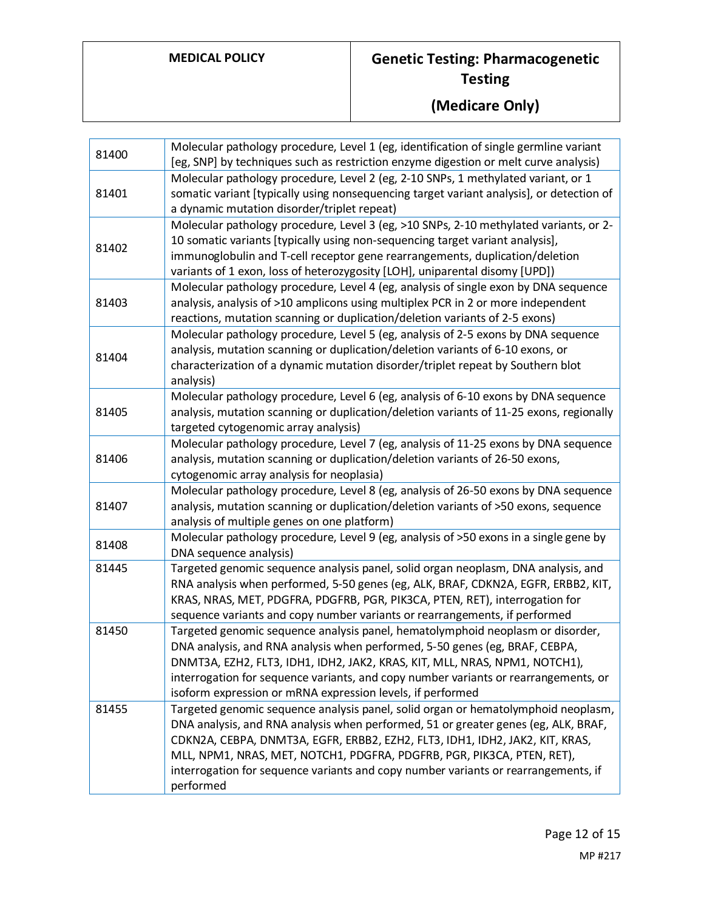| 81400 | Molecular pathology procedure, Level 1 (eg, identification of single germline variant [eg, SNP] by techniques such as restriction enzyme digestion or melt curve analysis) |
|---|---|
| 81401 | Molecular pathology procedure, Level 2 (eg, 2-10 SNPs, 1 methylated variant, or 1 somatic variant [typically using nonsequencing target variant analysis], or detection of a dynamic mutation disorder/triplet repeat) |
| 81402 | Molecular pathology procedure, Level 3 (eg, >10 SNPs, 2-10 methylated variants, or 2-10 somatic variants [typically using non-sequencing target variant analysis], immunoglobulin and T-cell receptor gene rearrangements, duplication/deletion variants of 1 exon, loss of heterozygosity [LOH], uniparental disomy [UPD]) |
| 81403 | Molecular pathology procedure, Level 4 (eg, analysis of single exon by DNA sequence analysis, analysis of >10 amplicons using multiplex PCR in 2 or more independent reactions, mutation scanning or duplication/deletion variants of 2-5 exons) |
| 81404 | Molecular pathology procedure, Level 5 (eg, analysis of 2-5 exons by DNA sequence analysis, mutation scanning or duplication/deletion variants of 6-10 exons, or characterization of a dynamic mutation disorder/triplet repeat by Southern blot analysis) |
| 81405 | Molecular pathology procedure, Level 6 (eg, analysis of 6-10 exons by DNA sequence analysis, mutation scanning or duplication/deletion variants of 11-25 exons, regionally targeted cytogenomic array analysis) |
| 81406 | Molecular pathology procedure, Level 7 (eg, analysis of 11-25 exons by DNA sequence analysis, mutation scanning or duplication/deletion variants of 26-50 exons, cytogenomic array analysis for neoplasia) |
| 81407 | Molecular pathology procedure, Level 8 (eg, analysis of 26-50 exons by DNA sequence analysis, mutation scanning or duplication/deletion variants of >50 exons, sequence analysis of multiple genes on one platform) |
| 81408 | Molecular pathology procedure, Level 9 (eg, analysis of >50 exons in a single gene by DNA sequence analysis) |
| 81445 | Targeted genomic sequence analysis panel, solid organ neoplasm, DNA analysis, and RNA analysis when performed, 5-50 genes (eg, ALK, BRAF, CDKN2A, EGFR, ERBB2, KIT, KRAS, NRAS, MET, PDGFRA, PDGFRB, PGR, PIK3CA, PTEN, RET), interrogation for sequence variants and copy number variants or rearrangements, if performed |
| 81450 | Targeted genomic sequence analysis panel, hematolymphoid neoplasm or disorder, DNA analysis, and RNA analysis when performed, 5-50 genes (eg, BRAF, CEBPA, DNMT3A, EZH2, FLT3, IDH1, IDH2, JAK2, KRAS, KIT, MLL, NRAS, NPM1, NOTCH1), interrogation for sequence variants, and copy number variants or rearrangements, or isoform expression or mRNA expression levels, if performed |
| 81455 | Targeted genomic sequence analysis panel, solid organ or hematolymphoid neoplasm, DNA analysis, and RNA analysis when performed, 51 or greater genes (eg, ALK, BRAF, CDKN2A, CEBPA, DNMT3A, EGFR, ERBB2, EZH2, FLT3, IDH1, IDH2, JAK2, KIT, KRAS, MLL, NPM1, NRAS, MET, NOTCH1, PDGFRA, PDGFRB, PGR, PIK3CA, PTEN, RET), interrogation for sequence variants and copy number variants or rearrangements, if performed |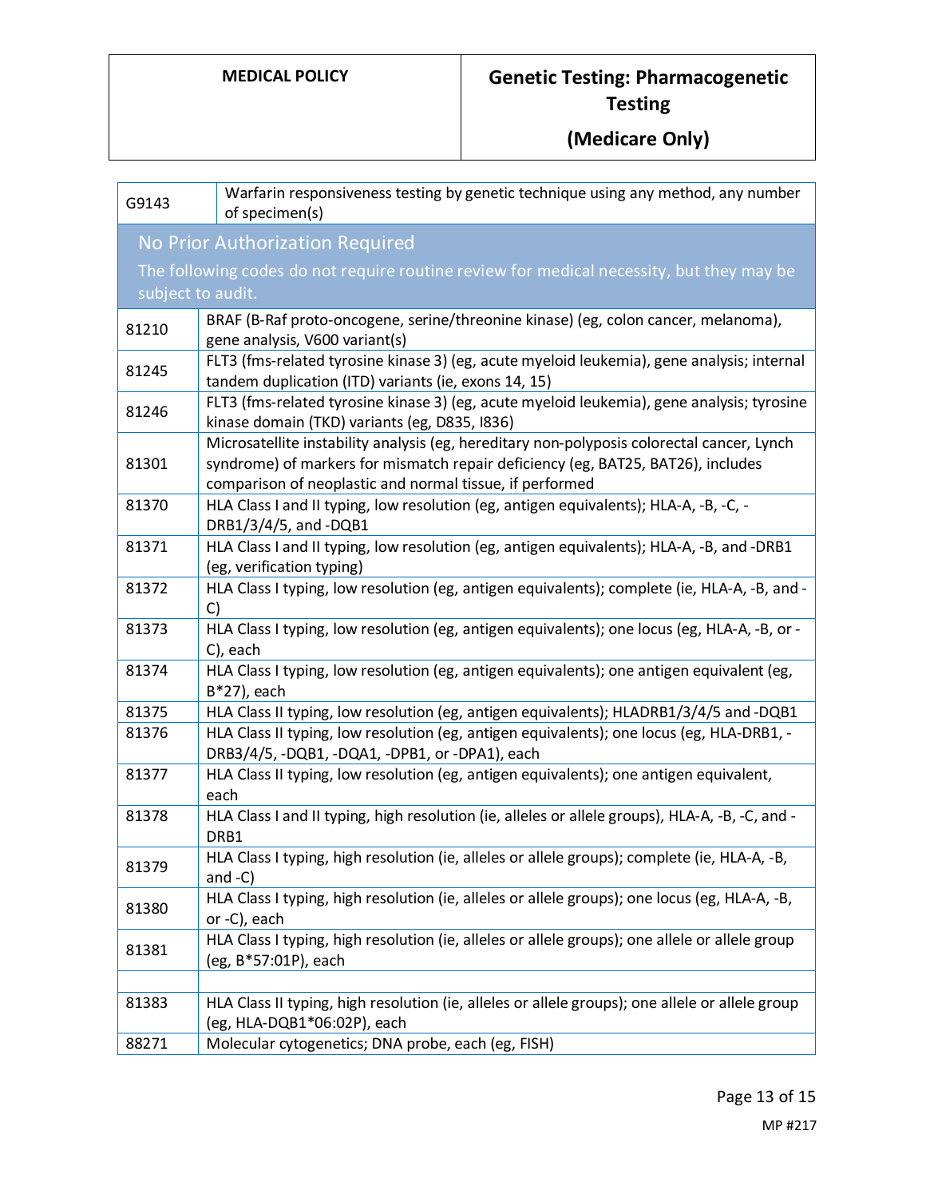| | |
|---|---|
| G9143 | Warfarin responsiveness testing by genetic technique using any method, any number of specimen(s) |

**No Prior Authorization Required**

The following codes do not require routine review for medical necessity, but they may be subject to audit.

| | |
|---|---|
| 81210 | BRAF (B-Raf proto-oncogene, serine/threonine kinase) (eg, colon cancer, melanoma), gene analysis, V600 variant(s) |
| 81245 | FLT3 (fms-related tyrosine kinase 3) (eg, acute myeloid leukemia), gene analysis; internal tandem duplication (ITD) variants (ie, exons 14, 15) |
| 81246 | FLT3 (fms-related tyrosine kinase 3) (eg, acute myeloid leukemia), gene analysis; tyrosine kinase domain (TKD) variants (eg, D835, I836) |
| 81301 | Microsatellite instability analysis (eg, hereditary non-polyposis colorectal cancer, Lynch syndrome) of markers for mismatch repair deficiency (eg, BAT25, BAT26), includes comparison of neoplastic and normal tissue, if performed |
| 81370 | HLA Class I and II typing, low resolution (eg, antigen equivalents); HLA-A, -B, -C, -DRB1/3/4/5, and -DQB1 |
| 81371 | HLA Class I and II typing, low resolution (eg, antigen equivalents); HLA-A, -B, and -DRB1 (eg, verification typing) |
| 81372 | HLA Class I typing, low resolution (eg, antigen equivalents); complete (ie, HLA-A, -B, and -C) |
| 81373 | HLA Class I typing, low resolution (eg, antigen equivalents); one locus (eg, HLA-A, -B, or -C), each |
| 81374 | HLA Class I typing, low resolution (eg, antigen equivalents); one antigen equivalent (eg, B*27), each |
| 81375 | HLA Class II typing, low resolution (eg, antigen equivalents); HLADRB1/3/4/5 and -DQB1 |
| 81376 | HLA Class II typing, low resolution (eg, antigen equivalents); one locus (eg, HLA-DRB1, -DRB3/4/5, -DQB1, -DQA1, -DPB1, or -DPA1), each |
| 81377 | HLA Class II typing, low resolution (eg, antigen equivalents); one antigen equivalent, each |
| 81378 | HLA Class I and II typing, high resolution (ie, alleles or allele groups), HLA-A, -B, -C, and -DRB1 |
| 81379 | HLA Class I typing, high resolution (ie, alleles or allele groups); complete (ie, HLA-A, -B, and -C) |
| 81380 | HLA Class I typing, high resolution (ie, alleles or allele groups); one locus (eg, HLA-A, -B, or -C), each |
| 81381 | HLA Class I typing, high resolution (ie, alleles or allele groups); one allele or allele group (eg, B*57:01P), each |
| | |
| 81383 | HLA Class II typing, high resolution (ie, alleles or allele groups); one allele or allele group (eg, HLA-DQB1*06:02P), each |
| 88271 | Molecular cytogenetics; DNA probe, each (eg, FISH) |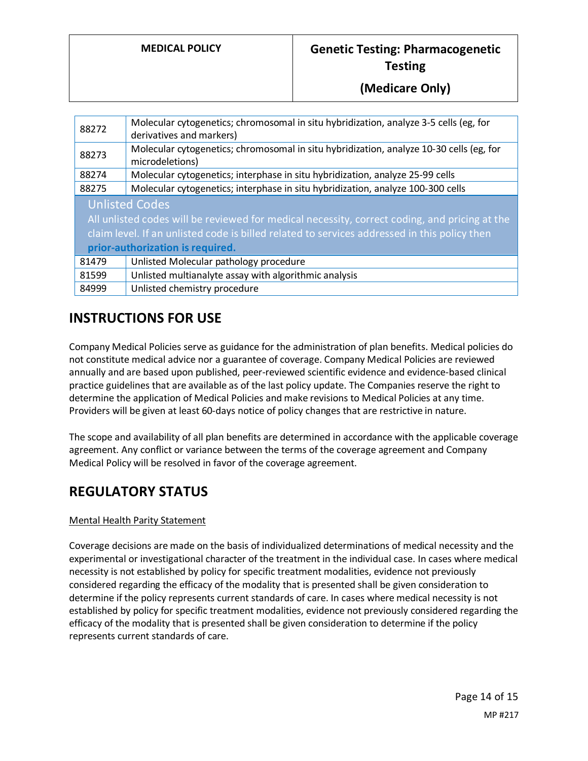| | |
|---|---|
| 88272 | Molecular cytogenetics; chromosomal in situ hybridization, analyze 3-5 cells (eg, for derivatives and markers) |
| 88273 | Molecular cytogenetics; chromosomal in situ hybridization, analyze 10-30 cells (eg, for microdeletions) |
| 88274 | Molecular cytogenetics; interphase in situ hybridization, analyze 25-99 cells |
| 88275 | Molecular cytogenetics; interphase in situ hybridization, analyze 100-300 cells |
| **Unlisted Codes** All unlisted codes will be reviewed for medical necessity, correct coding, and pricing at the claim level. If an unlisted code is billed related to services addressed in this policy then **prior-authorization is required.** | |
| 81479 | Unlisted Molecular pathology procedure |
| 81599 | Unlisted multianalyte assay with algorithmic analysis |
| 84999 | Unlisted chemistry procedure |

# INSTRUCTIONS FOR USE

Company Medical Policies serve as guidance for the administration of plan benefits. Medical policies do not constitute medical advice nor a guarantee of coverage. Company Medical Policies are reviewed annually and are based upon published, peer-reviewed scientific evidence and evidence-based clinical practice guidelines that are available as of the last policy update. The Companies reserve the right to determine the application of Medical Policies and make revisions to Medical Policies at any time. Providers will be given at least 60-days notice of policy changes that are restrictive in nature.

The scope and availability of all plan benefits are determined in accordance with the applicable coverage agreement. Any conflict or variance between the terms of the coverage agreement and Company Medical Policy will be resolved in favor of the coverage agreement.

# REGULATORY STATUS

Mental Health Parity Statement

Coverage decisions are made on the basis of individualized determinations of medical necessity and the experimental or investigational character of the treatment in the individual case. In cases where medical necessity is not established by policy for specific treatment modalities, evidence not previously considered regarding the efficacy of the modality that is presented shall be given consideration to determine if the policy represents current standards of care. In cases where medical necessity is not established by policy for specific treatment modalities, evidence not previously considered regarding the efficacy of the modality that is presented shall be given consideration to determine if the policy represents current standards of care.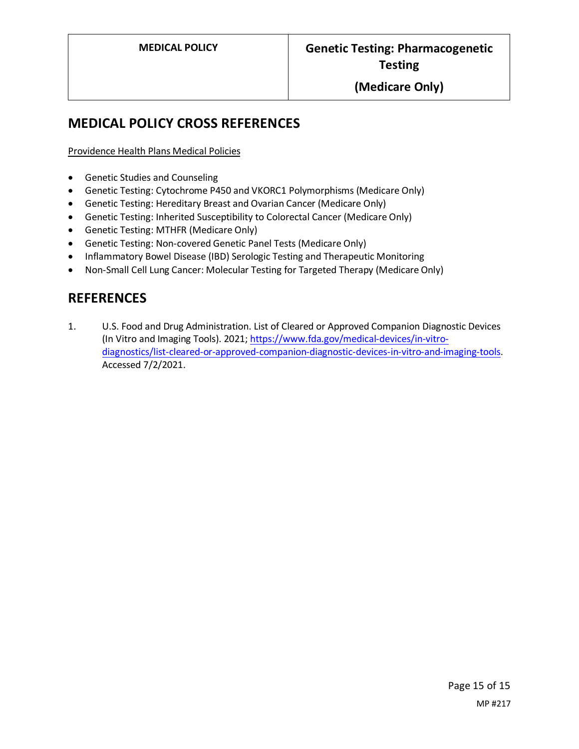## MEDICAL POLICY CROSS REFERENCES

Providence Health Plans Medical Policies

- Genetic Studies and Counseling
- Genetic Testing: Cytochrome P450 and VKORC1 Polymorphisms (Medicare Only)
- Genetic Testing: Hereditary Breast and Ovarian Cancer (Medicare Only)
- Genetic Testing: Inherited Susceptibility to Colorectal Cancer (Medicare Only)
- Genetic Testing: MTHFR (Medicare Only)
- Genetic Testing: Non-covered Genetic Panel Tests (Medicare Only)
- Inflammatory Bowel Disease (IBD) Serologic Testing and Therapeutic Monitoring
- Non-Small Cell Lung Cancer: Molecular Testing for Targeted Therapy (Medicare Only)

## REFERENCES

1. U.S. Food and Drug Administration. List of Cleared or Approved Companion Diagnostic Devices (In Vitro and Imaging Tools). 2021; https://www.fda.gov/medical-devices/in-vitro-diagnostics/list-cleared-or-approved-companion-diagnostic-devices-in-vitro-and-imaging-tools. Accessed 7/2/2021.